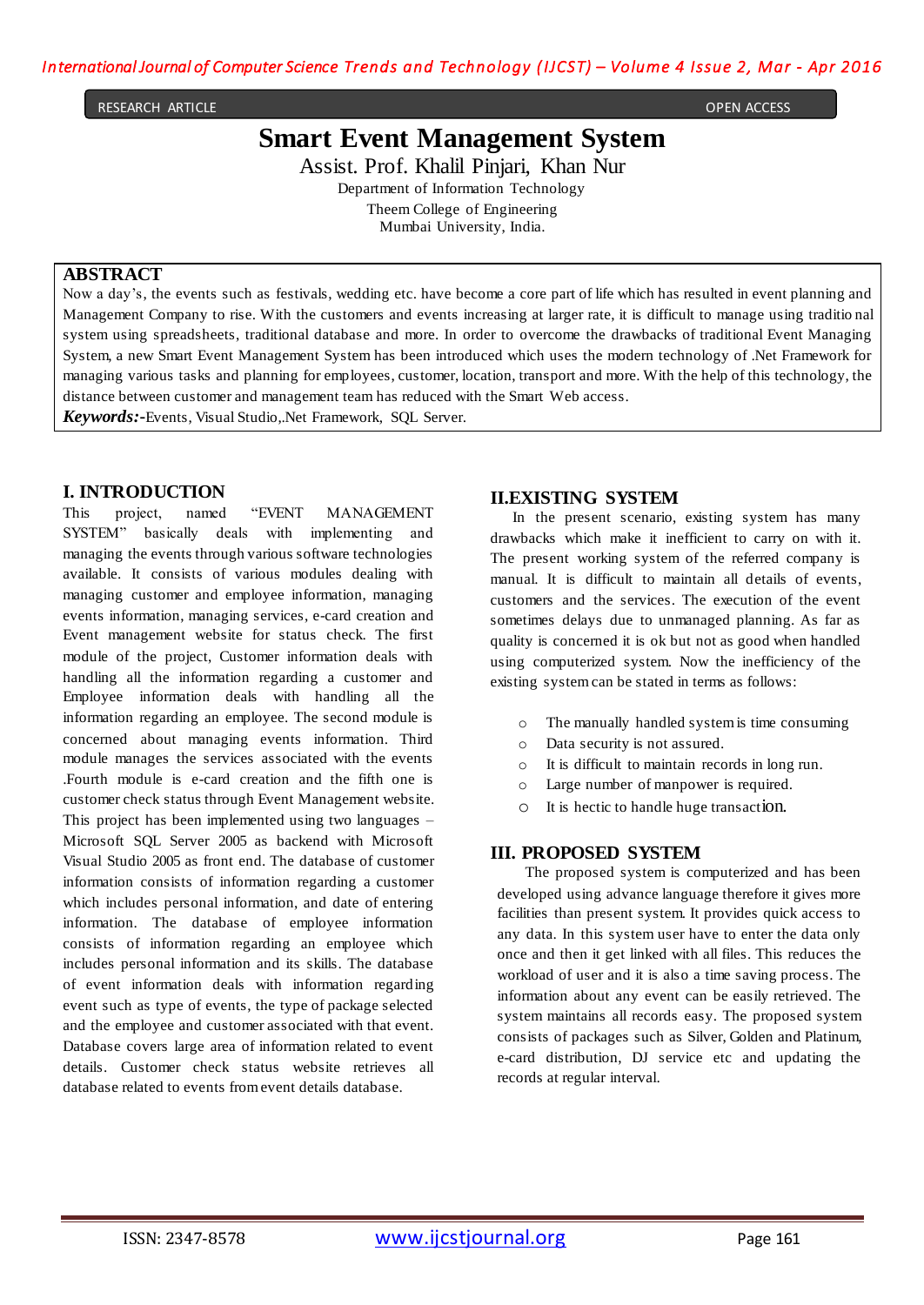RESEARCH ARTICLE OPEN ACCESS

# Smart Event Management System

Assist. Prof. Khalil Pinjari, Khan Nur

Department of Information Technology
Theem College of Engineering
Mumbai University, India.

## ABSTRACT

Now a day's, the events such as festivals, wedding etc. have become a core part of life which has resulted in event planning and Management Company to rise. With the customers and events increasing at larger rate, it is difficult to manage using traditional system using spreadsheets, traditional database and more. In order to overcome the drawbacks of traditional Event Managing System, a new Smart Event Management System has been introduced which uses the modern technology of .Net Framework for managing various tasks and planning for employees, customer, location, transport and more. With the help of this technology, the distance between customer and management team has reduced with the Smart Web access.

***Keywords:-***Events, Visual Studio,.Net Framework, SQL Server.

## I. INTRODUCTION

This project, named "EVENT MANAGEMENT SYSTEM" basically deals with implementing and managing the events through various software technologies available. It consists of various modules dealing with managing customer and employee information, managing events information, managing services, e-card creation and Event management website for status check. The first module of the project, Customer information deals with handling all the information regarding a customer and Employee information deals with handling all the information regarding an employee. The second module is concerned about managing events information. Third module manages the services associated with the events .Fourth module is e-card creation and the fifth one is customer check status through Event Management website. This project has been implemented using two languages – Microsoft SQL Server 2005 as backend with Microsoft Visual Studio 2005 as front end. The database of customer information consists of information regarding a customer which includes personal information, and date of entering information. The database of employee information consists of information regarding an employee which includes personal information and its skills. The database of event information deals with information regarding event such as type of events, the type of package selected and the employee and customer associated with that event. Database covers large area of information related to event details. Customer check status website retrieves all database related to events from event details database.

## II.EXISTING SYSTEM

In the present scenario, existing system has many drawbacks which make it inefficient to carry on with it. The present working system of the referred company is manual. It is difficult to maintain all details of events, customers and the services. The execution of the event sometimes delays due to unmanaged planning. As far as quality is concerned it is ok but not as good when handled using computerized system. Now the inefficiency of the existing system can be stated in terms as follows:

- The manually handled system is time consuming
- Data security is not assured.
- It is difficult to maintain records in long run.
- Large number of manpower is required.
- It is hectic to handle huge transaction.

## III. PROPOSED SYSTEM

The proposed system is computerized and has been developed using advance language therefore it gives more facilities than present system. It provides quick access to any data. In this system user have to enter the data only once and then it get linked with all files. This reduces the workload of user and it is also a time saving process. The information about any event can be easily retrieved. The system maintains all records easy. The proposed system consists of packages such as Silver, Golden and Platinum, e-card distribution, DJ service etc and updating the records at regular interval.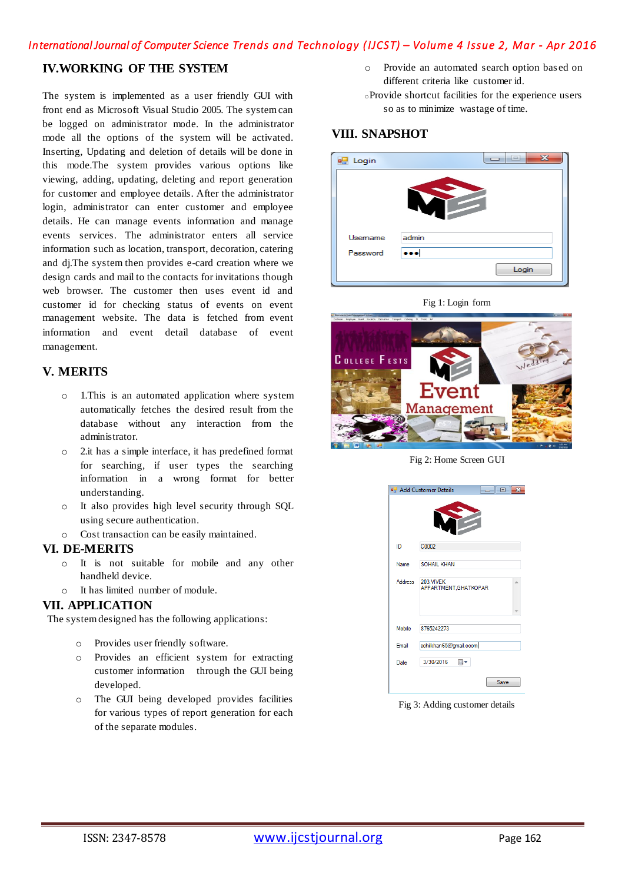## IV.WORKING OF THE SYSTEM

The system is implemented as a user friendly GUI with front end as Microsoft Visual Studio 2005. The system can be logged on administrator mode. In the administrator mode all the options of the system will be activated. Inserting, Updating and deletion of details will be done in this mode.The system provides various options like viewing, adding, updating, deleting and report generation for customer and employee details. After the administrator login, administrator can enter customer and employee details. He can manage events information and manage events services. The administrator enters all service information such as location, transport, decoration, catering and dj.The system then provides e-card creation where we design cards and mail to the contacts for invitations though web browser. The customer then uses event id and customer id for checking status of events on event management website. The data is fetched from event information and event detail database of event management.

## V. MERITS

- 1.This is an automated application where system automatically fetches the desired result from the database without any interaction from the administrator.
- 2.it has a simple interface, it has predefined format for searching, if user types the searching information in a wrong format for better understanding.
- It also provides high level security through SQL using secure authentication.
- Cost transaction can be easily maintained.

## VI. DE-MERITS

- It is not suitable for mobile and any other handheld device.
- It has limited number of module.

## VII. APPLICATION

The system designed has the following applications:

- Provides user friendly software.
- Provides an efficient system for extracting customer information through the GUI being developed.
- The GUI being developed provides facilities for various types of report generation for each of the separate modules.
- Provide an automated search option based on different criteria like customer id.
- Provide shortcut facilities for the experience users so as to minimize wastage of time.

## VIII. SNAPSHOT

Fig 1: Login form

Fig 2: Home Screen GUI

Fig 3: Adding customer details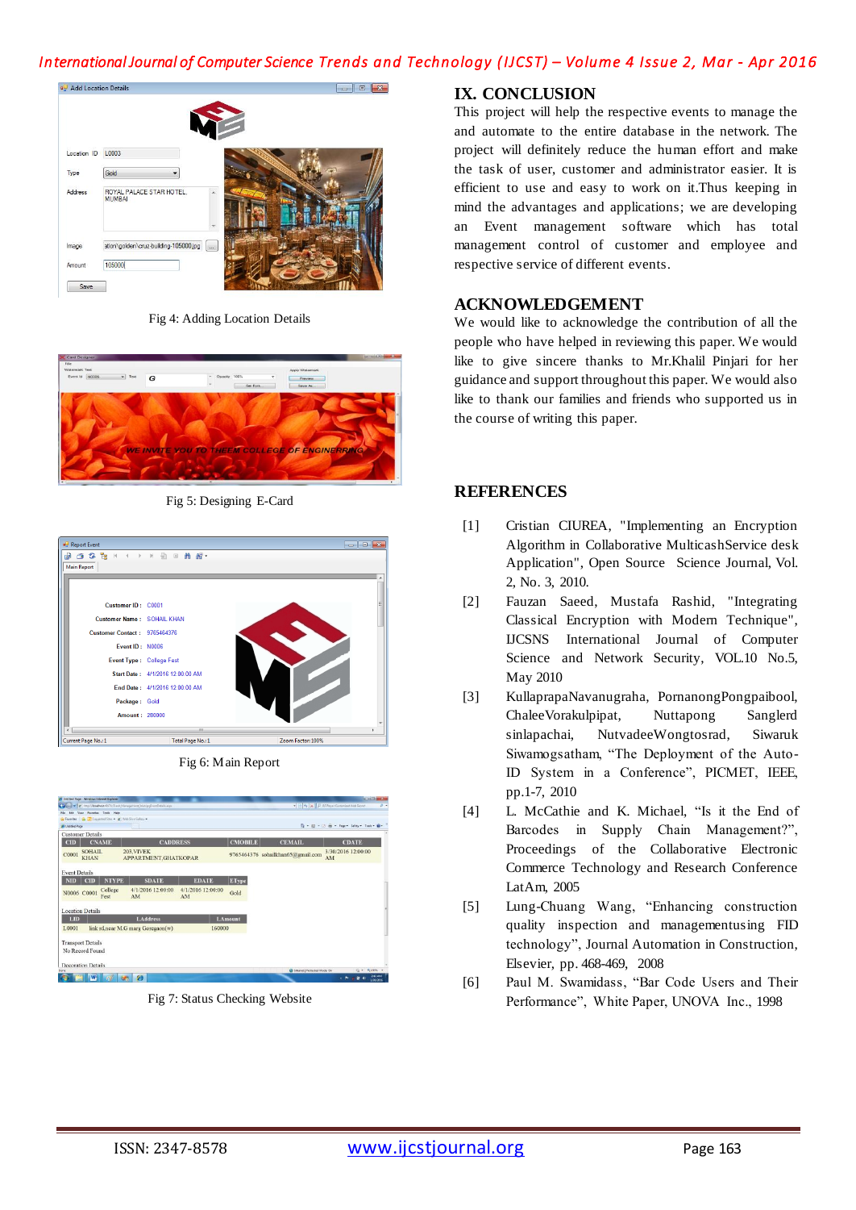Fig 4: Adding Location Details

Fig 5: Designing E-Card

Fig 6: Main Report

Fig 7: Status Checking Website

## IX. CONCLUSION

This project will help the respective events to manage the and automate to the entire database in the network. The project will definitely reduce the human effort and make the task of user, customer and administrator easier. It is efficient to use and easy to work on it.Thus keeping in mind the advantages and applications; we are developing an Event management software which has total management control of customer and employee and respective service of different events.

## ACKNOWLEDGEMENT

We would like to acknowledge the contribution of all the people who have helped in reviewing this paper. We would like to give sincere thanks to Mr.Khalil Pinjari for her guidance and support throughout this paper. We would also like to thank our families and friends who supported us in the course of writing this paper.

## REFERENCES

[1] Cristian CIUREA, "Implementing an Encryption Algorithm in Collaborative MulticashService desk Application", Open Source Science Journal, Vol. 2, No. 3, 2010.

[2] Fauzan Saeed, Mustafa Rashid, "Integrating Classical Encryption with Modern Technique", IJCSNS International Journal of Computer Science and Network Security, VOL.10 No.5, May 2010

[3] KullaprapaNavanugraha, PornanongPongpaibool, ChaleeVorakulpipat, Nuttapong Sanglerd sinlapachai, NutvadeeWongtosrad, Siwaruk Siwamogsatham, "The Deployment of the Auto-ID System in a Conference", PICMET, IEEE, pp.1-7, 2010

[4] L. McCathie and K. Michael, "Is it the End of Barcodes in Supply Chain Management?", Proceedings of the Collaborative Electronic Commerce Technology and Research Conference LatAm, 2005

[5] Lung-Chuang Wang, "Enhancing construction quality inspection and managementusing FID technology", Journal Automation in Construction, Elsevier, pp. 468-469, 2008

[6] Paul M. Swamidass, "Bar Code Users and Their Performance", White Paper, UNOVA Inc., 1998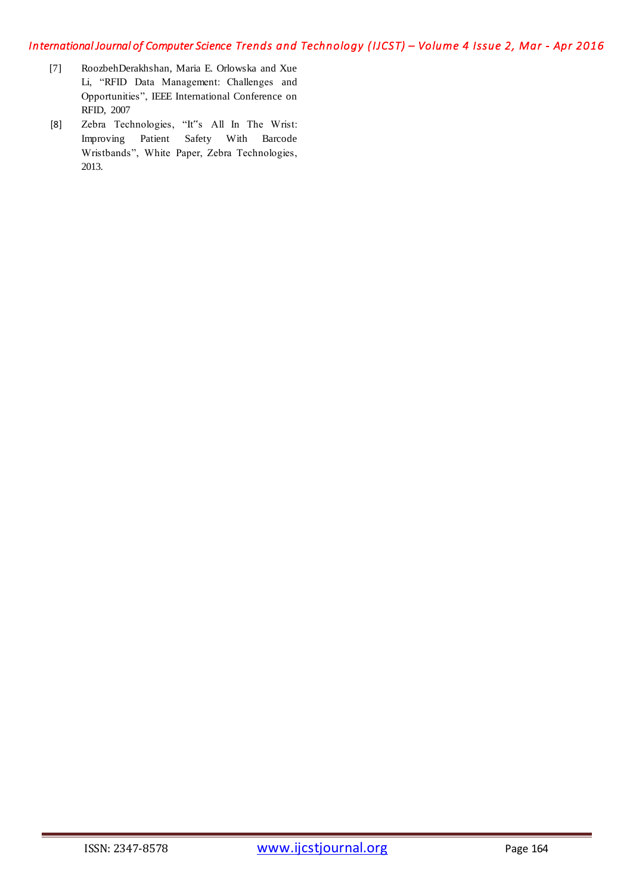[7] RoozbehDerakhshan, Maria E. Orlowska and Xue Li, "RFID Data Management: Challenges and Opportunities", IEEE International Conference on RFID, 2007

[8] Zebra Technologies, "It"s All In The Wrist: Improving Patient Safety With Barcode Wristbands", White Paper, Zebra Technologies, 2013.